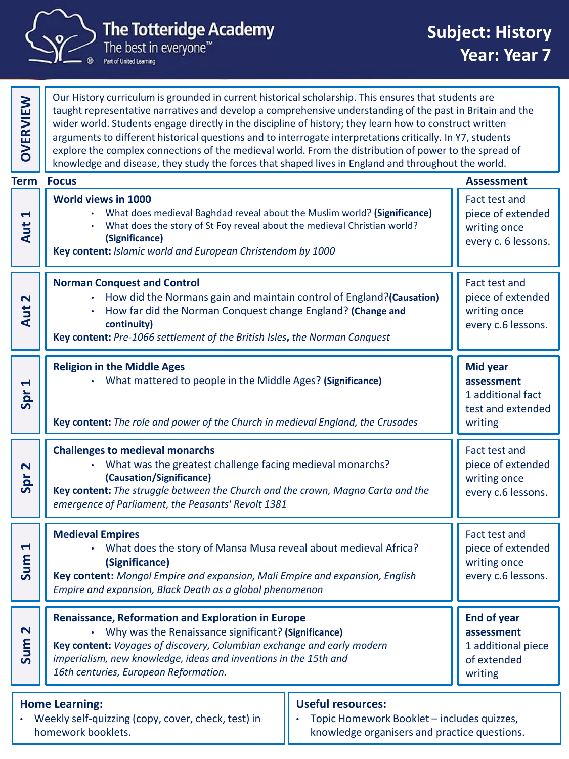# The Totteridge Academy

The best in everyone™

Part of United Learning

## Subject: History
## Year: Year 7

| | |
|---|---|
| **OVERVIEW** | Our History curriculum is grounded in current historical scholarship. This ensures that students are taught representative narratives and develop a comprehensive understanding of the past in Britain and the wider world. Students engage directly in the discipline of history; they learn how to construct written arguments to different historical questions and to interrogate interpretations critically. In Y7, students explore the complex connections of the medieval world. From the distribution of power to the spread of knowledge and disease, they study the forces that shaped lives in England and throughout the world. |

| Term | Focus | Assessment |
|---|---|---|
| Aut 1 | **World views in 1000**<br>• What does medieval Baghdad reveal about the Muslim world? **(Significance)**<br>• What does the story of St Foy reveal about the medieval Christian world? **(Significance)**<br>**Key content:** *Islamic world and European Christendom by 1000* | Fact test and piece of extended writing once every c. 6 lessons. |
| Aut 2 | **Norman Conquest and Control**<br>• How did the Normans gain and maintain control of England? **(Causation)**<br>• How far did the Norman Conquest change England? **(Change and continuity)**<br>**Key content:** *Pre-1066 settlement of the British Isles*, *the Norman Conquest* | Fact test and piece of extended writing once every c.6 lessons. |
| Spr 1 | **Religion in the Middle Ages**<br>• What mattered to people in the Middle Ages? **(Significance)**<br>**Key content:** *The role and power of the Church in medieval England, the Crusades* | **Mid year assessment**<br>1 additional fact test and extended writing |
| Spr 2 | **Challenges to medieval monarchs**<br>• What was the greatest challenge facing medieval monarchs? **(Causation/Significance)**<br>**Key content:** *The struggle between the Church and the crown, Magna Carta and the emergence of Parliament, the Peasants' Revolt 1381* | Fact test and piece of extended writing once every c.6 lessons. |
| Sum 1 | **Medieval Empires**<br>• What does the story of Mansa Musa reveal about medieval Africa? **(Significance)**<br>**Key content:** *Mongol Empire and expansion, Mali Empire and expansion, English Empire and expansion, Black Death as a global phenomenon* | Fact test and piece of extended writing once every c.6 lessons. |
| Sum 2 | **Renaissance, Reformation and Exploration in Europe**<br>• Why was the Renaissance significant? **(Significance)**<br>**Key content:** *Voyages of discovery, Columbian exchange and early modern imperialism, new knowledge, ideas and inventions in the 15th and 16th centuries, European Reformation.* | **End of year assessment**<br>1 additional piece of extended writing |

**Home Learning:**
- Weekly self-quizzing (copy, cover, check, test) in homework booklets.

**Useful resources:**
- Topic Homework Booklet – includes quizzes, knowledge organisers and practice questions.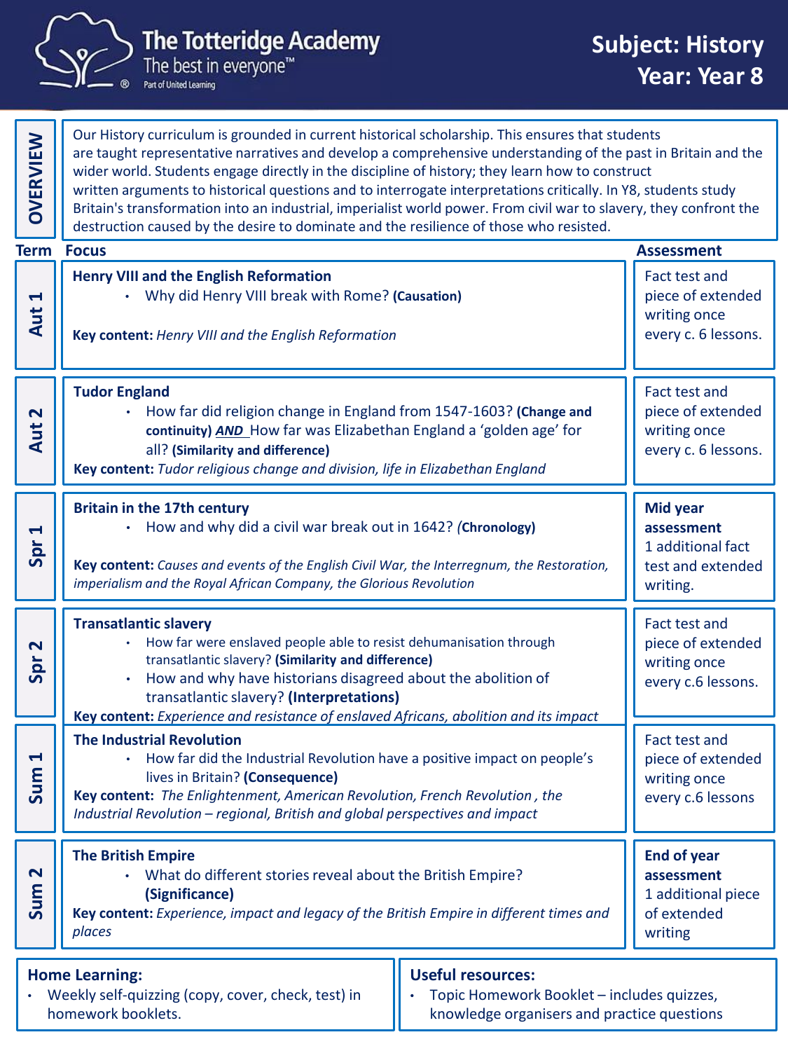# The Totteridge Academy

The best in everyone™

Part of United Learning

**Subject: History**
**Year: Year 8**

## OVERVIEW

Our History curriculum is grounded in current historical scholarship. This ensures that students are taught representative narratives and develop a comprehensive understanding of the past in Britain and the wider world. Students engage directly in the discipline of history; they learn how to construct written arguments to historical questions and to interrogate interpretations critically. In Y8, students study Britain's transformation into an industrial, imperialist world power. From civil war to slavery, they confront the destruction caused by the desire to dominate and the resilience of those who resisted.

| Term | Focus | Assessment |
|---|---|---|
| Aut 1 | **Henry VIII and the English Reformation**<br>• Why did Henry VIII break with Rome? **(Causation)**<br><br>**Key content:** *Henry VIII and the English Reformation* | Fact test and piece of extended writing once every c. 6 lessons. |
| Aut 2 | **Tudor England**<br>• How far did religion change in England from 1547-1603? **(Change and continuity)** ***AND*** How far was Elizabethan England a 'golden age' for all? **(Similarity and difference)**<br>**Key content:** *Tudor religious change and division, life in Elizabethan England* | Fact test and piece of extended writing once every c. 6 lessons. |
| Spr 1 | **Britain in the 17th century**<br>• How and why did a civil war break out in 1642? ***(*Chronology)**<br><br>**Key content:** *Causes and events of the English Civil War, the Interregnum, the Restoration, imperialism and the Royal African Company, the Glorious Revolution* | **Mid year assessment**<br>1 additional fact test and extended writing. |
| Spr 2 | **Transatlantic slavery**<br>• How far were enslaved people able to resist dehumanisation through transatlantic slavery? **(Similarity and difference)**<br>• How and why have historians disagreed about the abolition of transatlantic slavery? **(Interpretations)**<br>**Key content:** *Experience and resistance of enslaved Africans, abolition and its impact* | Fact test and piece of extended writing once every c.6 lessons. |
| Sum 1 | **The Industrial Revolution**<br>• How far did the Industrial Revolution have a positive impact on people's lives in Britain? **(Consequence)**<br>**Key content:** *The Enlightenment, American Revolution, French Revolution , the Industrial Revolution – regional, British and global perspectives and impact* | Fact test and piece of extended writing once every c.6 lessons |
| Sum 2 | **The British Empire**<br>• What do different stories reveal about the British Empire? **(Significance)**<br>**Key content:** *Experience, impact and legacy of the British Empire in different times and places* | **End of year assessment**<br>1 additional piece of extended writing |

**Home Learning:**
- Weekly self-quizzing (copy, cover, check, test) in homework booklets.

**Useful resources:**
- Topic Homework Booklet – includes quizzes, knowledge organisers and practice questions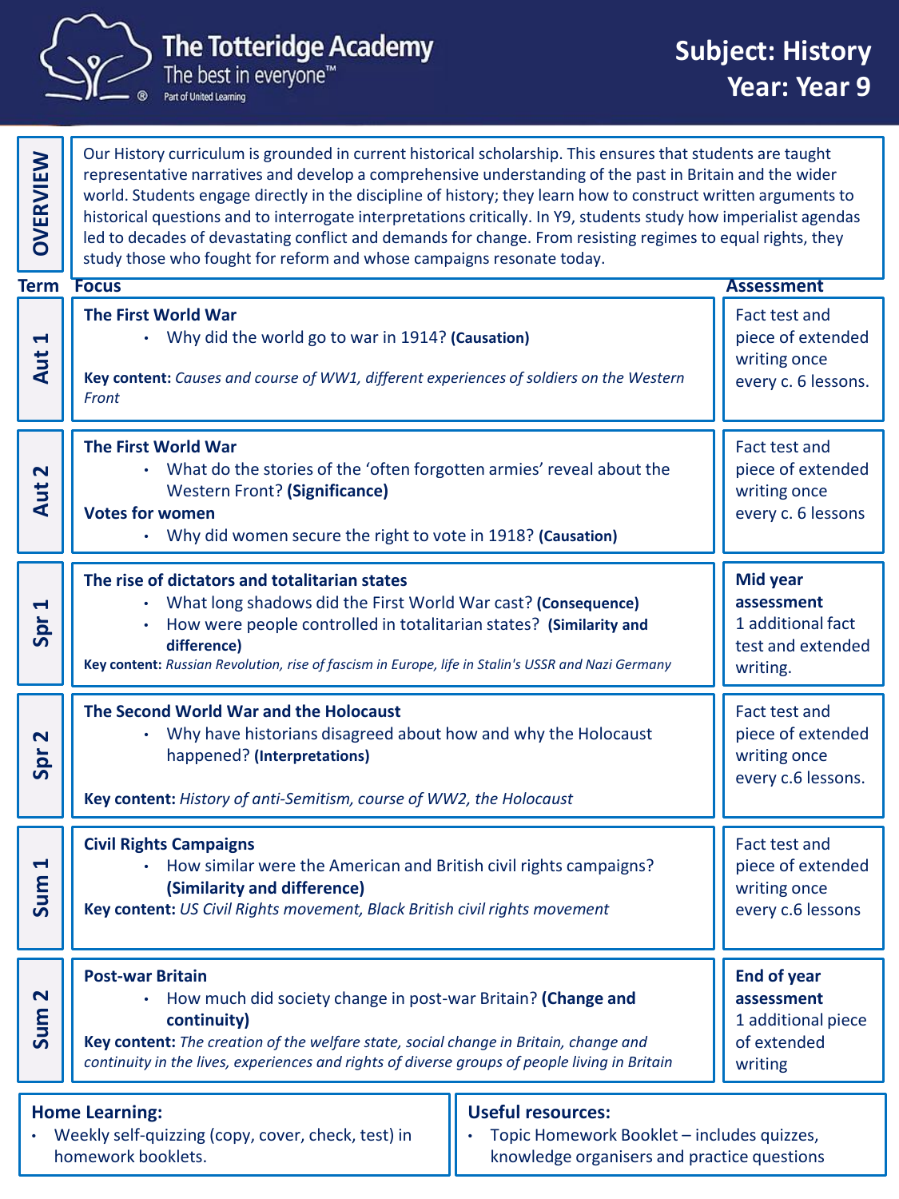# The Totteridge Academy

The best in everyone™

Part of United Learning

**Subject: History**
**Year: Year 9**

## OVERVIEW

Our History curriculum is grounded in current historical scholarship. This ensures that students are taught representative narratives and develop a comprehensive understanding of the past in Britain and the wider world. Students engage directly in the discipline of history; they learn how to construct written arguments to historical questions and to interrogate interpretations critically. In Y9, students study how imperialist agendas led to decades of devastating conflict and demands for change. From resisting regimes to equal rights, they study those who fought for reform and whose campaigns resonate today.

| Term | Focus | Assessment |
|---|---|---|
| Aut 1 | **The First World War**<br>• Why did the world go to war in 1914? **(Causation)**<br>**Key content:** *Causes and course of WW1, different experiences of soldiers on the Western Front* | Fact test and piece of extended writing once every c. 6 lessons. |
| Aut 2 | **The First World War**<br>• What do the stories of the 'often forgotten armies' reveal about the Western Front? **(Significance)**<br>**Votes for women**<br>• Why did women secure the right to vote in 1918? **(Causation)** | Fact test and piece of extended writing once every c. 6 lessons |
| Spr 1 | **The rise of dictators and totalitarian states**<br>• What long shadows did the First World War cast? **(Consequence)**<br>• How were people controlled in totalitarian states? **(Similarity and difference)**<br>**Key content:** *Russian Revolution, rise of fascism in Europe, life in Stalin's USSR and Nazi Germany* | **Mid year assessment**<br>1 additional fact test and extended writing. |
| Spr 2 | **The Second World War and the Holocaust**<br>• Why have historians disagreed about how and why the Holocaust happened? **(Interpretations)**<br>**Key content:** *History of anti-Semitism, course of WW2, the Holocaust* | Fact test and piece of extended writing once every c.6 lessons. |
| Sum 1 | **Civil Rights Campaigns**<br>• How similar were the American and British civil rights campaigns? **(Similarity and difference)**<br>**Key content:** *US Civil Rights movement, Black British civil rights movement* | Fact test and piece of extended writing once every c.6 lessons |
| Sum 2 | **Post-war Britain**<br>• How much did society change in post-war Britain? **(Change and continuity)**<br>**Key content:** *The creation of the welfare state, social change in Britain, change and continuity in the lives, experiences and rights of diverse groups of people living in Britain* | **End of year assessment**<br>1 additional piece of extended writing |

**Home Learning:**

- Weekly self-quizzing (copy, cover, check, test) in homework booklets.

**Useful resources:**

- Topic Homework Booklet – includes quizzes, knowledge organisers and practice questions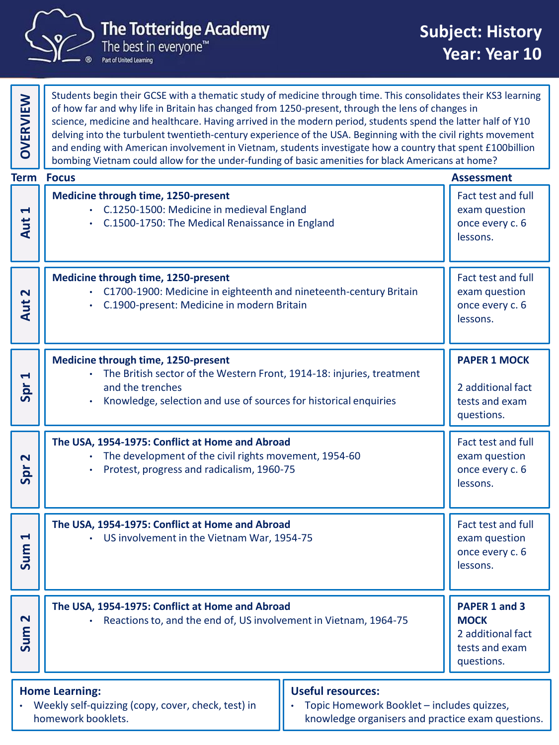# The Totteridge Academy

The best in everyone™

Part of United Learning

**Subject: History**
**Year: Year 10**

## OVERVIEW

Students begin their GCSE with a thematic study of medicine through time. This consolidates their KS3 learning of how far and why life in Britain has changed from 1250-present, through the lens of changes in science, medicine and healthcare. Having arrived in the modern period, students spend the latter half of Y10 delving into the turbulent twentieth-century experience of the USA. Beginning with the civil rights movement and ending with American involvement in Vietnam, students investigate how a country that spent £100billion bombing Vietnam could allow for the under-funding of basic amenities for black Americans at home?

| Term | Focus | Assessment |
|---|---|---|
| Aut 1 | **Medicine through time, 1250-present**<br>• C.1250-1500: Medicine in medieval England<br>• C.1500-1750: The Medical Renaissance in England | Fact test and full exam question once every c. 6 lessons. |
| Aut 2 | **Medicine through time, 1250-present**<br>• C1700-1900: Medicine in eighteenth and nineteenth-century Britain<br>• C.1900-present: Medicine in modern Britain | Fact test and full exam question once every c. 6 lessons. |
| Spr 1 | **Medicine through time, 1250-present**<br>• The British sector of the Western Front, 1914-18: injuries, treatment and the trenches<br>• Knowledge, selection and use of sources for historical enquiries | **PAPER 1 MOCK**<br><br>2 additional fact tests and exam questions. |
| Spr 2 | **The USA, 1954-1975: Conflict at Home and Abroad**<br>• The development of the civil rights movement, 1954-60<br>• Protest, progress and radicalism, 1960-75 | Fact test and full exam question once every c. 6 lessons. |
| Sum 1 | **The USA, 1954-1975: Conflict at Home and Abroad**<br>• US involvement in the Vietnam War, 1954-75 | Fact test and full exam question once every c. 6 lessons. |
| Sum 2 | **The USA, 1954-1975: Conflict at Home and Abroad**<br>• Reactions to, and the end of, US involvement in Vietnam, 1964-75 | **PAPER 1 and 3 MOCK**<br>2 additional fact tests and exam questions. |

**Home Learning:**

- Weekly self-quizzing (copy, cover, check, test) in homework booklets.

**Useful resources:**

- Topic Homework Booklet – includes quizzes, knowledge organisers and practice exam questions.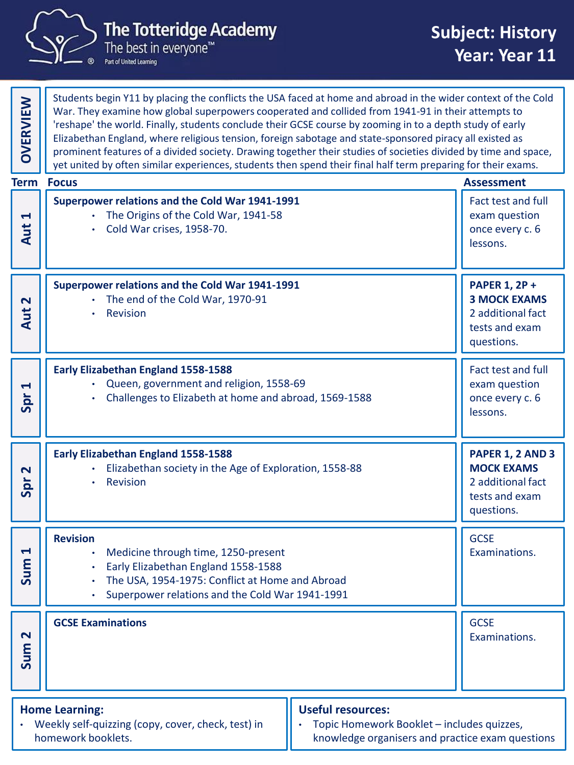# The Totteridge Academy
The best in everyone™
Part of United Learning

**Subject: History**
**Year: Year 11**

## OVERVIEW

Students begin Y11 by placing the conflicts the USA faced at home and abroad in the wider context of the Cold War. They examine how global superpowers cooperated and collided from 1941-91 in their attempts to 'reshape' the world. Finally, students conclude their GCSE course by zooming in to a depth study of early Elizabethan England, where religious tension, foreign sabotage and state-sponsored piracy all existed as prominent features of a divided society. Drawing together their studies of societies divided by time and space, yet united by often similar experiences, students then spend their final half term preparing for their exams.

| Term | Focus | Assessment |
|---|---|---|
| Aut 1 | **Superpower relations and the Cold War 1941-1991**<br>• The Origins of the Cold War, 1941-58<br>• Cold War crises, 1958-70. | Fact test and full exam question once every c. 6 lessons. |
| Aut 2 | **Superpower relations and the Cold War 1941-1991**<br>• The end of the Cold War, 1970-91<br>• Revision | **PAPER 1, 2P + 3 MOCK EXAMS**<br>2 additional fact tests and exam questions. |
| Spr 1 | **Early Elizabethan England 1558-1588**<br>• Queen, government and religion, 1558-69<br>• Challenges to Elizabeth at home and abroad, 1569-1588 | Fact test and full exam question once every c. 6 lessons. |
| Spr 2 | **Early Elizabethan England 1558-1588**<br>• Elizabethan society in the Age of Exploration, 1558-88<br>• Revision | **PAPER 1, 2 AND 3 MOCK EXAMS**<br>2 additional fact tests and exam questions. |
| Sum 1 | **Revision**<br>• Medicine through time, 1250-present<br>• Early Elizabethan England 1558-1588<br>• The USA, 1954-1975: Conflict at Home and Abroad<br>• Superpower relations and the Cold War 1941-1991 | GCSE Examinations. |
| Sum 2 | **GCSE Examinations** | GCSE Examinations. |

**Home Learning:**
- Weekly self-quizzing (copy, cover, check, test) in homework booklets.

**Useful resources:**
- Topic Homework Booklet – includes quizzes, knowledge organisers and practice exam questions